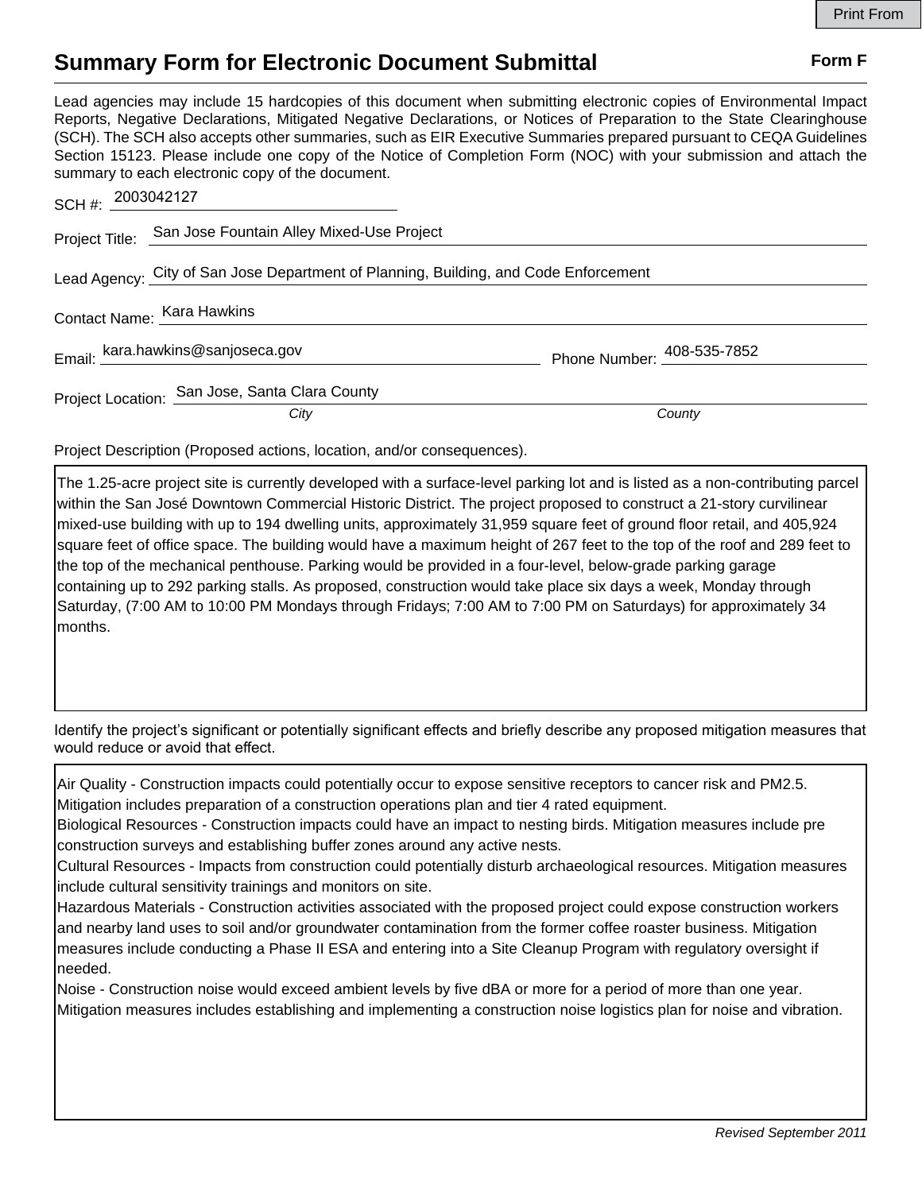# Summary Form for Electronic Document Submittal

**Form F**

Lead agencies may include 15 hardcopies of this document when submitting electronic copies of Environmental Impact Reports, Negative Declarations, Mitigated Negative Declarations, or Notices of Preparation to the State Clearinghouse (SCH). The SCH also accepts other summaries, such as EIR Executive Summaries prepared pursuant to CEQA Guidelines Section 15123. Please include one copy of the Notice of Completion Form (NOC) with your submission and attach the summary to each electronic copy of the document.

SCH #: 2003042127

Project Title: San Jose Fountain Alley Mixed-Use Project

Lead Agency: City of San Jose Department of Planning, Building, and Code Enforcement

Contact Name: Kara Hawkins

Email: kara.hawkins@sanjoseca.gov

Phone Number: 408-535-7852

Project Location: San Jose, Santa Clara County

*City* *County*

Project Description (Proposed actions, location, and/or consequences).

The 1.25-acre project site is currently developed with a surface-level parking lot and is listed as a non-contributing parcel within the San José Downtown Commercial Historic District. The project proposed to construct a 21-story curvilinear mixed-use building with up to 194 dwelling units, approximately 31,959 square feet of ground floor retail, and 405,924 square feet of office space. The building would have a maximum height of 267 feet to the top of the roof and 289 feet to the top of the mechanical penthouse. Parking would be provided in a four-level, below-grade parking garage containing up to 292 parking stalls. As proposed, construction would take place six days a week, Monday through Saturday, (7:00 AM to 10:00 PM Mondays through Fridays; 7:00 AM to 7:00 PM on Saturdays) for approximately 34 months.

Identify the project's significant or potentially significant effects and briefly describe any proposed mitigation measures that would reduce or avoid that effect.

Air Quality - Construction impacts could potentially occur to expose sensitive receptors to cancer risk and PM2.5. Mitigation includes preparation of a construction operations plan and tier 4 rated equipment.
Biological Resources - Construction impacts could have an impact to nesting birds. Mitigation measures include pre construction surveys and establishing buffer zones around any active nests.
Cultural Resources - Impacts from construction could potentially disturb archaeological resources. Mitigation measures include cultural sensitivity trainings and monitors on site.
Hazardous Materials - Construction activities associated with the proposed project could expose construction workers and nearby land uses to soil and/or groundwater contamination from the former coffee roaster business. Mitigation measures include conducting a Phase II ESA and entering into a Site Cleanup Program with regulatory oversight if needed.
Noise - Construction noise would exceed ambient levels by five dBA or more for a period of more than one year. Mitigation measures includes establishing and implementing a construction noise logistics plan for noise and vibration.

*Revised September 2011*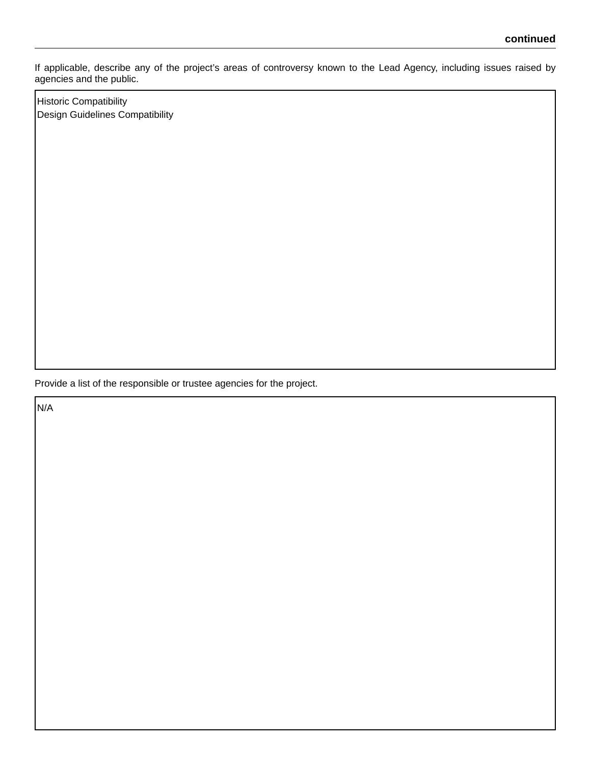**continued**

If applicable, describe any of the project's areas of controversy known to the Lead Agency, including issues raised by agencies and the public.

Historic Compatibility
Design Guidelines Compatibility

Provide a list of the responsible or trustee agencies for the project.

N/A